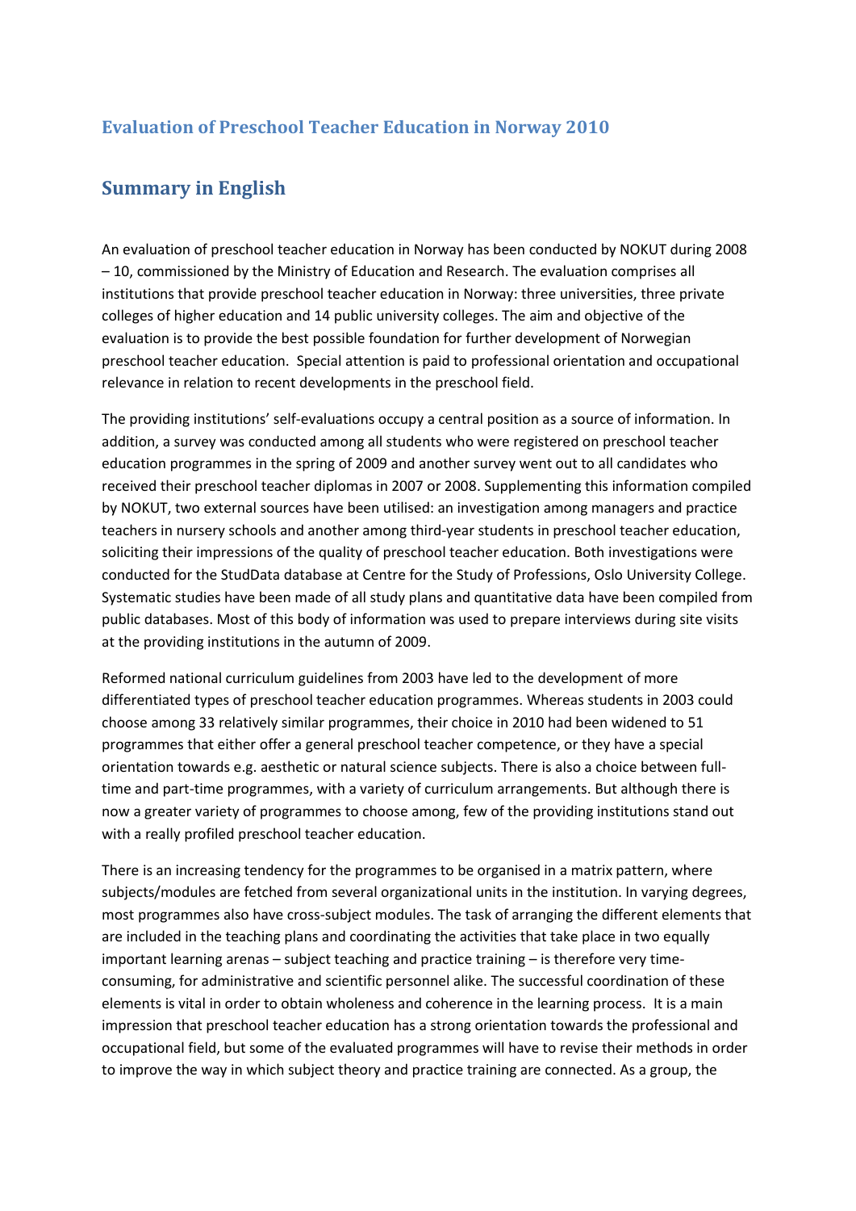# Evaluation of Preschool Teacher Education in Norway 2010

## Summary in English

An evaluation of preschool teacher education in Norway has been conducted by NOKUT during 2008 – 10, commissioned by the Ministry of Education and Research. The evaluation comprises all institutions that provide preschool teacher education in Norway: three universities, three private colleges of higher education and 14 public university colleges. The aim and objective of the evaluation is to provide the best possible foundation for further development of Norwegian preschool teacher education. Special attention is paid to professional orientation and occupational relevance in relation to recent developments in the preschool field.

The providing institutions' self-evaluations occupy a central position as a source of information. In addition, a survey was conducted among all students who were registered on preschool teacher education programmes in the spring of 2009 and another survey went out to all candidates who received their preschool teacher diplomas in 2007 or 2008. Supplementing this information compiled by NOKUT, two external sources have been utilised: an investigation among managers and practice teachers in nursery schools and another among third-year students in preschool teacher education, soliciting their impressions of the quality of preschool teacher education. Both investigations were conducted for the StudData database at Centre for the Study of Professions, Oslo University College. Systematic studies have been made of all study plans and quantitative data have been compiled from public databases. Most of this body of information was used to prepare interviews during site visits at the providing institutions in the autumn of 2009.

Reformed national curriculum guidelines from 2003 have led to the development of more differentiated types of preschool teacher education programmes. Whereas students in 2003 could choose among 33 relatively similar programmes, their choice in 2010 had been widened to 51 programmes that either offer a general preschool teacher competence, or they have a special orientation towards e.g. aesthetic or natural science subjects. There is also a choice between full-time and part-time programmes, with a variety of curriculum arrangements. But although there is now a greater variety of programmes to choose among, few of the providing institutions stand out with a really profiled preschool teacher education.

There is an increasing tendency for the programmes to be organised in a matrix pattern, where subjects/modules are fetched from several organizational units in the institution. In varying degrees, most programmes also have cross-subject modules. The task of arranging the different elements that are included in the teaching plans and coordinating the activities that take place in two equally important learning arenas – subject teaching and practice training – is therefore very time-consuming, for administrative and scientific personnel alike. The successful coordination of these elements is vital in order to obtain wholeness and coherence in the learning process. It is a main impression that preschool teacher education has a strong orientation towards the professional and occupational field, but some of the evaluated programmes will have to revise their methods in order to improve the way in which subject theory and practice training are connected. As a group, the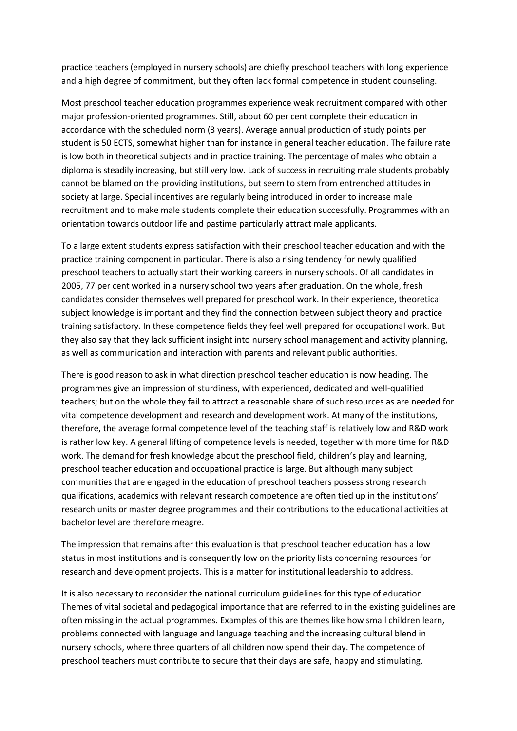practice teachers (employed in nursery schools) are chiefly preschool teachers with long experience and a high degree of commitment, but they often lack formal competence in student counseling.

Most preschool teacher education programmes experience weak recruitment compared with other major profession-oriented programmes. Still, about 60 per cent complete their education in accordance with the scheduled norm (3 years). Average annual production of study points per student is 50 ECTS, somewhat higher than for instance in general teacher education. The failure rate is low both in theoretical subjects and in practice training. The percentage of males who obtain a diploma is steadily increasing, but still very low. Lack of success in recruiting male students probably cannot be blamed on the providing institutions, but seem to stem from entrenched attitudes in society at large. Special incentives are regularly being introduced in order to increase male recruitment and to make male students complete their education successfully. Programmes with an orientation towards outdoor life and pastime particularly attract male applicants.

To a large extent students express satisfaction with their preschool teacher education and with the practice training component in particular. There is also a rising tendency for newly qualified preschool teachers to actually start their working careers in nursery schools. Of all candidates in 2005, 77 per cent worked in a nursery school two years after graduation. On the whole, fresh candidates consider themselves well prepared for preschool work. In their experience, theoretical subject knowledge is important and they find the connection between subject theory and practice training satisfactory. In these competence fields they feel well prepared for occupational work. But they also say that they lack sufficient insight into nursery school management and activity planning, as well as communication and interaction with parents and relevant public authorities.

There is good reason to ask in what direction preschool teacher education is now heading. The programmes give an impression of sturdiness, with experienced, dedicated and well-qualified teachers; but on the whole they fail to attract a reasonable share of such resources as are needed for vital competence development and research and development work. At many of the institutions, therefore, the average formal competence level of the teaching staff is relatively low and R&D work is rather low key. A general lifting of competence levels is needed, together with more time for R&D work. The demand for fresh knowledge about the preschool field, children's play and learning, preschool teacher education and occupational practice is large. But although many subject communities that are engaged in the education of preschool teachers possess strong research qualifications, academics with relevant research competence are often tied up in the institutions' research units or master degree programmes and their contributions to the educational activities at bachelor level are therefore meagre.

The impression that remains after this evaluation is that preschool teacher education has a low status in most institutions and is consequently low on the priority lists concerning resources for research and development projects. This is a matter for institutional leadership to address.

It is also necessary to reconsider the national curriculum guidelines for this type of education. Themes of vital societal and pedagogical importance that are referred to in the existing guidelines are often missing in the actual programmes. Examples of this are themes like how small children learn, problems connected with language and language teaching and the increasing cultural blend in nursery schools, where three quarters of all children now spend their day. The competence of preschool teachers must contribute to secure that their days are safe, happy and stimulating.